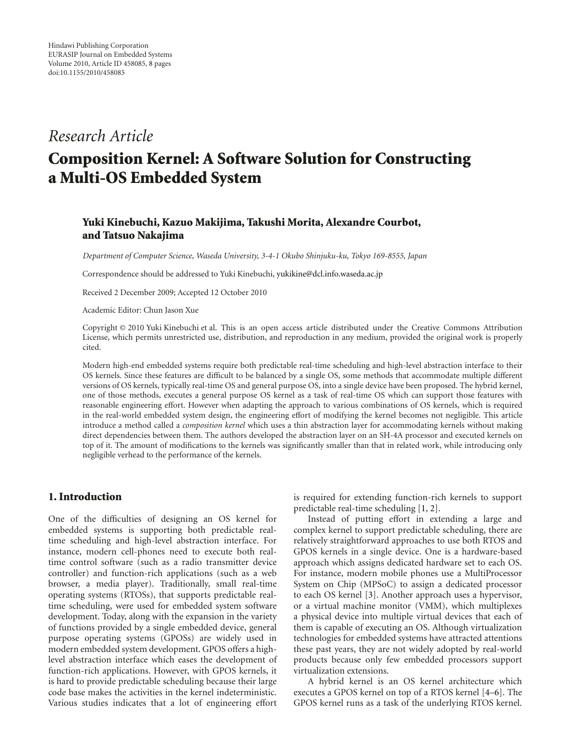Hindawi Publishing Corporation
EURASIP Journal on Embedded Systems
Volume 2010, Article ID 458085, 8 pages
doi:10.1155/2010/458085

*Research Article*

# Composition Kernel: A Software Solution for Constructing a Multi-OS Embedded System

**Yuki Kinebuchi, Kazuo Makijima, Takushi Morita, Alexandre Courbot, and Tatsuo Nakajima**

*Department of Computer Science, Waseda University, 3-4-1 Okubo Shinjuku-ku, Tokyo 169-8555, Japan*

Correspondence should be addressed to Yuki Kinebuchi, yukikine@dcl.info.waseda.ac.jp

Received 2 December 2009; Accepted 12 October 2010

Academic Editor: Chun Jason Xue

Copyright © 2010 Yuki Kinebuchi et al. This is an open access article distributed under the Creative Commons Attribution License, which permits unrestricted use, distribution, and reproduction in any medium, provided the original work is properly cited.

Modern high-end embedded systems require both predictable real-time scheduling and high-level abstraction interface to their OS kernels. Since these features are difficult to be balanced by a single OS, some methods that accommodate multiple different versions of OS kernels, typically real-time OS and general purpose OS, into a single device have been proposed. The hybrid kernel, one of those methods, executes a general purpose OS kernel as a task of real-time OS which can support those features with reasonable engineering effort. However when adapting the approach to various combinations of OS kernels, which is required in the real-world embedded system design, the engineering effort of modifying the kernel becomes not negligible. This article introduce a method called a *composition kernel* which uses a thin abstraction layer for accommodating kernels without making direct dependencies between them. The authors developed the abstraction layer on an SH-4A processor and executed kernels on top of it. The amount of modifications to the kernels was significantly smaller than that in related work, while introducing only negligible verhead to the performance of the kernels.

## 1. Introduction

One of the difficulties of designing an OS kernel for embedded systems is supporting both predictable real-time scheduling and high-level abstraction interface. For instance, modern cell-phones need to execute both real-time control software (such as a radio transmitter device controller) and function-rich applications (such as a web browser, a media player). Traditionally, small real-time operating systems (RTOSs), that supports predictable real-time scheduling, were used for embedded system software development. Today, along with the expansion in the variety of functions provided by a single embedded device, general purpose operating systems (GPOSs) are widely used in modern embedded system development. GPOS offers a high-level abstraction interface which eases the development of function-rich applications. However, with GPOS kernels, it is hard to provide predictable scheduling because their large code base makes the activities in the kernel indeterministic. Various studies indicates that a lot of engineering effort is required for extending function-rich kernels to support predictable real-time scheduling [1, 2].

Instead of putting effort in extending a large and complex kernel to support predictable scheduling, there are relatively straightforward approaches to use both RTOS and GPOS kernels in a single device. One is a hardware-based approach which assigns dedicated hardware set to each OS. For instance, modern mobile phones use a MultiProcessor System on Chip (MPSoC) to assign a dedicated processor to each OS kernel [3]. Another approach uses a hypervisor, or a virtual machine monitor (VMM), which multiplexes a physical device into multiple virtual devices that each of them is capable of executing an OS. Although virtualization technologies for embedded systems have attracted attentions these past years, they are not widely adopted by real-world products because only few embedded processors support virtualization extensions.

A hybrid kernel is an OS kernel architecture which executes a GPOS kernel on top of a RTOS kernel [4–6]. The GPOS kernel runs as a task of the underlying RTOS kernel.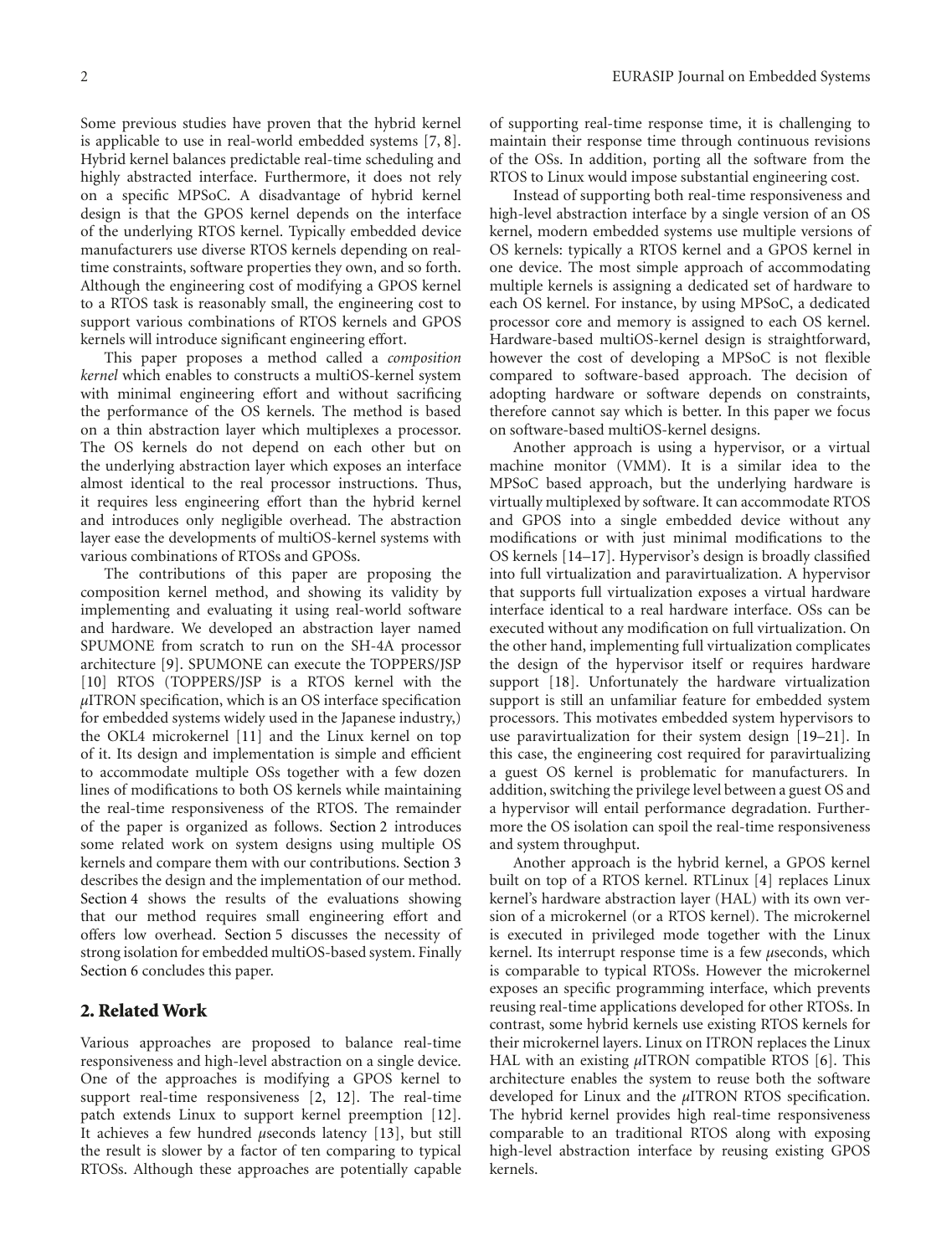Some previous studies have proven that the hybrid kernel is applicable to use in real-world embedded systems [7, 8]. Hybrid kernel balances predictable real-time scheduling and highly abstracted interface. Furthermore, it does not rely on a specific MPSoC. A disadvantage of hybrid kernel design is that the GPOS kernel depends on the interface of the underlying RTOS kernel. Typically embedded device manufacturers use diverse RTOS kernels depending on real-time constraints, software properties they own, and so forth. Although the engineering cost of modifying a GPOS kernel to a RTOS task is reasonably small, the engineering cost to support various combinations of RTOS kernels and GPOS kernels will introduce significant engineering effort.

This paper proposes a method called a *composition kernel* which enables to constructs a multiOS-kernel system with minimal engineering effort and without sacrificing the performance of the OS kernels. The method is based on a thin abstraction layer which multiplexes a processor. The OS kernels do not depend on each other but on the underlying abstraction layer which exposes an interface almost identical to the real processor instructions. Thus, it requires less engineering effort than the hybrid kernel and introduces only negligible overhead. The abstraction layer ease the developments of multiOS-kernel systems with various combinations of RTOSs and GPOSs.

The contributions of this paper are proposing the composition kernel method, and showing its validity by implementing and evaluating it using real-world software and hardware. We developed an abstraction layer named SPUMONE from scratch to run on the SH-4A processor architecture [9]. SPUMONE can execute the TOPPERS/JSP [10] RTOS (TOPPERS/JSP is a RTOS kernel with the $\mu$ITRON specification, which is an OS interface specification for embedded systems widely used in the Japanese industry,) the OKL4 microkernel [11] and the Linux kernel on top of it. Its design and implementation is simple and efficient to accommodate multiple OSs together with a few dozen lines of modifications to both OS kernels while maintaining the real-time responsiveness of the RTOS. The remainder of the paper is organized as follows. Section 2 introduces some related work on system designs using multiple OS kernels and compare them with our contributions. Section 3 describes the design and the implementation of our method. Section 4 shows the results of the evaluations showing that our method requires small engineering effort and offers low overhead. Section 5 discusses the necessity of strong isolation for embedded multiOS-based system. Finally Section 6 concludes this paper.

## 2. Related Work

Various approaches are proposed to balance real-time responsiveness and high-level abstraction on a single device. One of the approaches is modifying a GPOS kernel to support real-time responsiveness [2, 12]. The real-time patch extends Linux to support kernel preemption [12]. It achieves a few hundred $\mu$seconds latency [13], but still the result is slower by a factor of ten comparing to typical RTOSs. Although these approaches are potentially capable of supporting real-time response time, it is challenging to maintain their response time through continuous revisions of the OSs. In addition, porting all the software from the RTOS to Linux would impose substantial engineering cost.

Instead of supporting both real-time responsiveness and high-level abstraction interface by a single version of an OS kernel, modern embedded systems use multiple versions of OS kernels: typically a RTOS kernel and a GPOS kernel in one device. The most simple approach of accommodating multiple kernels is assigning a dedicated set of hardware to each OS kernel. For instance, by using MPSoC, a dedicated processor core and memory is assigned to each OS kernel. Hardware-based multiOS-kernel design is straightforward, however the cost of developing a MPSoC is not flexible compared to software-based approach. The decision of adopting hardware or software depends on constraints, therefore cannot say which is better. In this paper we focus on software-based multiOS-kernel designs.

Another approach is using a hypervisor, or a virtual machine monitor (VMM). It is a similar idea to the MPSoC based approach, but the underlying hardware is virtually multiplexed by software. It can accommodate RTOS and GPOS into a single embedded device without any modifications or with just minimal modifications to the OS kernels [14–17]. Hypervisor's design is broadly classified into full virtualization and paravirtualization. A hypervisor that supports full virtualization exposes a virtual hardware interface identical to a real hardware interface. OSs can be executed without any modification on full virtualization. On the other hand, implementing full virtualization complicates the design of the hypervisor itself or requires hardware support [18]. Unfortunately the hardware virtualization support is still an unfamiliar feature for embedded system processors. This motivates embedded system hypervisors to use paravirtualization for their system design [19–21]. In this case, the engineering cost required for paravirtualizing a guest OS kernel is problematic for manufacturers. In addition, switching the privilege level between a guest OS and a hypervisor will entail performance degradation. Furthermore the OS isolation can spoil the real-time responsiveness and system throughput.

Another approach is the hybrid kernel, a GPOS kernel built on top of a RTOS kernel. RTLinux [4] replaces Linux kernel's hardware abstraction layer (HAL) with its own version of a microkernel (or a RTOS kernel). The microkernel is executed in privileged mode together with the Linux kernel. Its interrupt response time is a few $\mu$seconds, which is comparable to typical RTOSs. However the microkernel exposes an specific programming interface, which prevents reusing real-time applications developed for other RTOSs. In contrast, some hybrid kernels use existing RTOS kernels for their microkernel layers. Linux on ITRON replaces the Linux HAL with an existing $\mu$ITRON compatible RTOS [6]. This architecture enables the system to reuse both the software developed for Linux and the $\mu$ITRON RTOS specification. The hybrid kernel provides high real-time responsiveness comparable to an traditional RTOS along with exposing high-level abstraction interface by reusing existing GPOS kernels.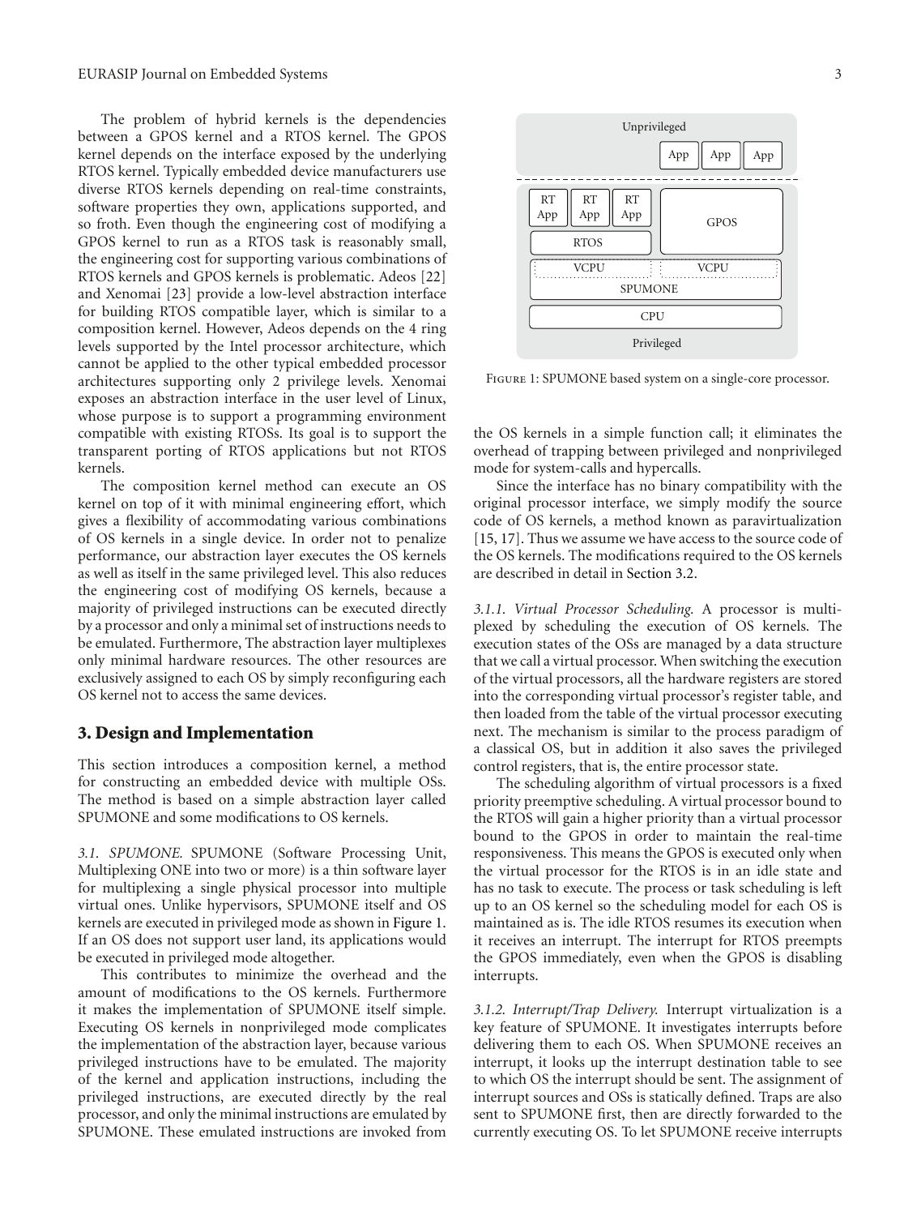The problem of hybrid kernels is the dependencies between a GPOS kernel and a RTOS kernel. The GPOS kernel depends on the interface exposed by the underlying RTOS kernel. Typically embedded device manufacturers use diverse RTOS kernels depending on real-time constraints, software properties they own, applications supported, and so froth. Even though the engineering cost of modifying a GPOS kernel to run as a RTOS task is reasonably small, the engineering cost for supporting various combinations of RTOS kernels and GPOS kernels is problematic. Adeos [22] and Xenomai [23] provide a low-level abstraction interface for building RTOS compatible layer, which is similar to a composition kernel. However, Adeos depends on the 4 ring levels supported by the Intel processor architecture, which cannot be applied to the other typical embedded processor architectures supporting only 2 privilege levels. Xenomai exposes an abstraction interface in the user level of Linux, whose purpose is to support a programming environment compatible with existing RTOSs. Its goal is to support the transparent porting of RTOS applications but not RTOS kernels.

The composition kernel method can execute an OS kernel on top of it with minimal engineering effort, which gives a flexibility of accommodating various combinations of OS kernels in a single device. In order not to penalize performance, our abstraction layer executes the OS kernels as well as itself in the same privileged level. This also reduces the engineering cost of modifying OS kernels, because a majority of privileged instructions can be executed directly by a processor and only a minimal set of instructions needs to be emulated. Furthermore, The abstraction layer multiplexes only minimal hardware resources. The other resources are exclusively assigned to each OS by simply reconfiguring each OS kernel not to access the same devices.

## 3. Design and Implementation

This section introduces a composition kernel, a method for constructing an embedded device with multiple OSs. The method is based on a simple abstraction layer called SPUMONE and some modifications to OS kernels.

*3.1. SPUMONE.* SPUMONE (Software Processing Unit, Multiplexing ONE into two or more) is a thin software layer for multiplexing a single physical processor into multiple virtual ones. Unlike hypervisors, SPUMONE itself and OS kernels are executed in privileged mode as shown in Figure 1. If an OS does not support user land, its applications would be executed in privileged mode altogether.

This contributes to minimize the overhead and the amount of modifications to the OS kernels. Furthermore it makes the implementation of SPUMONE itself simple. Executing OS kernels in nonprivileged mode complicates the implementation of the abstraction layer, because various privileged instructions have to be emulated. The majority of the kernel and application instructions, including the privileged instructions, are executed directly by the real processor, and only the minimal instructions are emulated by SPUMONE. These emulated instructions are invoked from

Unprivileged
App App App
RT App RT App RT App
RTOS
GPOS
VCPU VCPU
SPUMONE
CPU
Privileged

Figure 1: SPUMONE based system on a single-core processor.

the OS kernels in a simple function call; it eliminates the overhead of trapping between privileged and nonprivileged mode for system-calls and hypercalls.

Since the interface has no binary compatibility with the original processor interface, we simply modify the source code of OS kernels, a method known as paravirtualization [15, 17]. Thus we assume we have access to the source code of the OS kernels. The modifications required to the OS kernels are described in detail in Section 3.2.

*3.1.1. Virtual Processor Scheduling.* A processor is multiplexed by scheduling the execution of OS kernels. The execution states of the OSs are managed by a data structure that we call a virtual processor. When switching the execution of the virtual processors, all the hardware registers are stored into the corresponding virtual processor's register table, and then loaded from the table of the virtual processor executing next. The mechanism is similar to the process paradigm of a classical OS, but in addition it also saves the privileged control registers, that is, the entire processor state.

The scheduling algorithm of virtual processors is a fixed priority preemptive scheduling. A virtual processor bound to the RTOS will gain a higher priority than a virtual processor bound to the GPOS in order to maintain the real-time responsiveness. This means the GPOS is executed only when the virtual processor for the RTOS is in an idle state and has no task to execute. The process or task scheduling is left up to an OS kernel so the scheduling model for each OS is maintained as is. The idle RTOS resumes its execution when it receives an interrupt. The interrupt for RTOS preempts the GPOS immediately, even when the GPOS is disabling interrupts.

*3.1.2. Interrupt/Trap Delivery.* Interrupt virtualization is a key feature of SPUMONE. It investigates interrupts before delivering them to each OS. When SPUMONE receives an interrupt, it looks up the interrupt destination table to see to which OS the interrupt should be sent. The assignment of interrupt sources and OSs is statically defined. Traps are also sent to SPUMONE first, then are directly forwarded to the currently executing OS. To let SPUMONE receive interrupts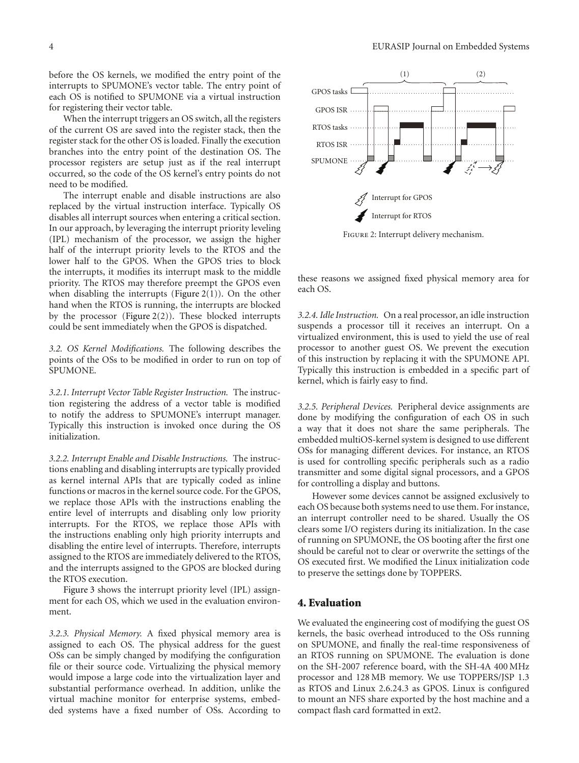before the OS kernels, we modified the entry point of the interrupts to SPUMONE's vector table. The entry point of each OS is notified to SPUMONE via a virtual instruction for registering their vector table.

When the interrupt triggers an OS switch, all the registers of the current OS are saved into the register stack, then the register stack for the other OS is loaded. Finally the execution branches into the entry point of the destination OS. The processor registers are setup just as if the real interrupt occurred, so the code of the OS kernel's entry points do not need to be modified.

The interrupt enable and disable instructions are also replaced by the virtual instruction interface. Typically OS disables all interrupt sources when entering a critical section. In our approach, by leveraging the interrupt priority leveling (IPL) mechanism of the processor, we assign the higher half of the interrupt priority levels to the RTOS and the lower half to the GPOS. When the GPOS tries to block the interrupts, it modifies its interrupt mask to the middle priority. The RTOS may therefore preempt the GPOS even when disabling the interrupts (Figure 2(1)). On the other hand when the RTOS is running, the interrupts are blocked by the processor (Figure 2(2)). These blocked interrupts could be sent immediately when the GPOS is dispatched.

*3.2. OS Kernel Modifications.* The following describes the points of the OSs to be modified in order to run on top of SPUMONE.

*3.2.1. Interrupt Vector Table Register Instruction.* The instruction registering the address of a vector table is modified to notify the address to SPUMONE's interrupt manager. Typically this instruction is invoked once during the OS initialization.

*3.2.2. Interrupt Enable and Disable Instructions.* The instructions enabling and disabling interrupts are typically provided as kernel internal APIs that are typically coded as inline functions or macros in the kernel source code. For the GPOS, we replace those APIs with the instructions enabling the entire level of interrupts and disabling only low priority interrupts. For the RTOS, we replace those APIs with the instructions enabling only high priority interrupts and disabling the entire level of interrupts. Therefore, interrupts assigned to the RTOS are immediately delivered to the RTOS, and the interrupts assigned to the GPOS are blocked during the RTOS execution.

Figure 3 shows the interrupt priority level (IPL) assignment for each OS, which we used in the evaluation environment.

*3.2.3. Physical Memory.* A fixed physical memory area is assigned to each OS. The physical address for the guest OSs can be simply changed by modifying the configuration file or their source code. Virtualizing the physical memory would impose a large code into the virtualization layer and substantial performance overhead. In addition, unlike the virtual machine monitor for enterprise systems, embedded systems have a fixed number of OSs. According to these reasons we assigned fixed physical memory area for each OS.

Figure 2: Interrupt delivery mechanism.

*3.2.4. Idle Instruction.* On a real processor, an idle instruction suspends a processor till it receives an interrupt. On a virtualized environment, this is used to yield the use of real processor to another guest OS. We prevent the execution of this instruction by replacing it with the SPUMONE API. Typically this instruction is embedded in a specific part of kernel, which is fairly easy to find.

*3.2.5. Peripheral Devices.* Peripheral device assignments are done by modifying the configuration of each OS in such a way that it does not share the same peripherals. The embedded multiOS-kernel system is designed to use different OSs for managing different devices. For instance, an RTOS is used for controlling specific peripherals such as a radio transmitter and some digital signal processors, and a GPOS for controlling a display and buttons.

However some devices cannot be assigned exclusively to each OS because both systems need to use them. For instance, an interrupt controller need to be shared. Usually the OS clears some I/O registers during its initialization. In the case of running on SPUMONE, the OS booting after the first one should be careful not to clear or overwrite the settings of the OS executed first. We modified the Linux initialization code to preserve the settings done by TOPPERS.

## 4. Evaluation

We evaluated the engineering cost of modifying the guest OS kernels, the basic overhead introduced to the OSs running on SPUMONE, and finally the real-time responsiveness of an RTOS running on SPUMONE. The evaluation is done on the SH-2007 reference board, with the SH-4A 400 MHz processor and 128 MB memory. We use TOPPERS/JSP 1.3 as RTOS and Linux 2.6.24.3 as GPOS. Linux is configured to mount an NFS share exported by the host machine and a compact flash card formatted in ext2.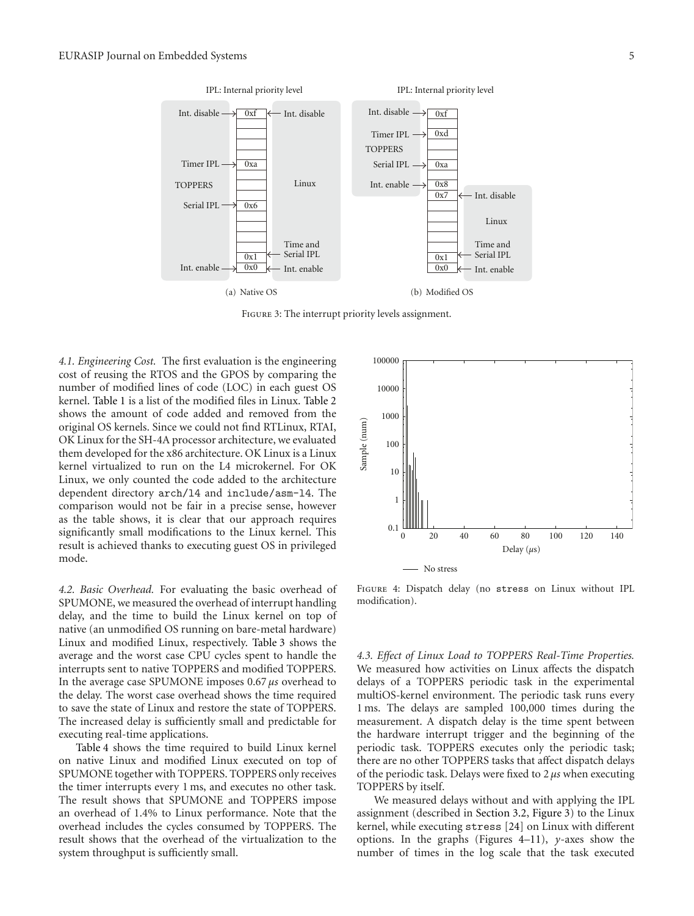FIGURE 3: The interrupt priority levels assignment.

*4.1. Engineering Cost.* The first evaluation is the engineering cost of reusing the RTOS and the GPOS by comparing the number of modified lines of code (LOC) in each guest OS kernel. Table 1 is a list of the modified files in Linux. Table 2 shows the amount of code added and removed from the original OS kernels. Since we could not find RTLinux, RTAI, OK Linux for the SH-4A processor architecture, we evaluated them developed for the x86 architecture. OK Linux is a Linux kernel virtualized to run on the L4 microkernel. For OK Linux, we only counted the code added to the architecture dependent directory `arch/l4` and `include/asm-l4`. The comparison would not be fair in a precise sense, however as the table shows, it is clear that our approach requires significantly small modifications to the Linux kernel. This result is achieved thanks to executing guest OS in privileged mode.

*4.2. Basic Overhead.* For evaluating the basic overhead of SPUMONE, we measured the overhead of interrupt handling delay, and the time to build the Linux kernel on top of native (an unmodified OS running on bare-metal hardware) Linux and modified Linux, respectively. Table 3 shows the average and the worst case CPU cycles spent to handle the interrupts sent to native TOPPERS and modified TOPPERS. In the average case SPUMONE imposes 0.67 $\mu s$ overhead to the delay. The worst case overhead shows the time required to save the state of Linux and restore the state of TOPPERS. The increased delay is sufficiently small and predictable for executing real-time applications.

Table 4 shows the time required to build Linux kernel on native Linux and modified Linux executed on top of SPUMONE together with TOPPERS. TOPPERS only receives the timer interrupts every 1 ms, and executes no other task. The result shows that SPUMONE and TOPPERS impose an overhead of 1.4% to Linux performance. Note that the overhead includes the cycles consumed by TOPPERS. The result shows that the overhead of the virtualization to the system throughput is sufficiently small.

FIGURE 4: Dispatch delay (no `stress` on Linux without IPL modification).

*4.3. Effect of Linux Load to TOPPERS Real-Time Properties.* We measured how activities on Linux affects the dispatch delays of a TOPPERS periodic task in the experimental multiOS-kernel environment. The periodic task runs every 1 ms. The delays are sampled 100,000 times during the measurement. A dispatch delay is the time spent between the hardware interrupt trigger and the beginning of the periodic task. TOPPERS executes only the periodic task; there are no other TOPPERS tasks that affect dispatch delays of the periodic task. Delays were fixed to 2 $\mu s$ when executing TOPPERS by itself.

We measured delays without and with applying the IPL assignment (described in Section 3.2, Figure 3) to the Linux kernel, while executing `stress` [24] on Linux with different options. In the graphs (Figures 4–11), *y*-axes show the number of times in the log scale that the task executed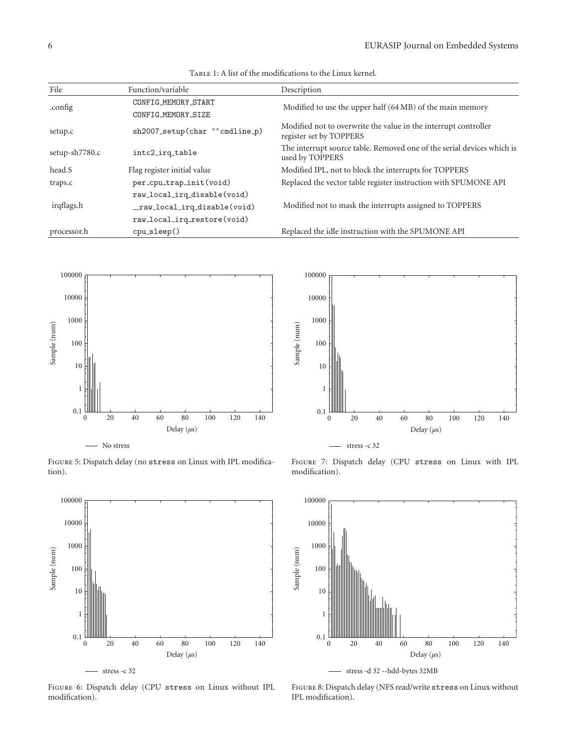Table 1: A list of the modifications to the Linux kernel.

| File | Function/variable | Description |
|---|---|---|
| .config | CONFIG_MEMORY_START<br>CONFIG_MEMORY_SIZE | Modified to use the upper half (64 MB) of the main memory |
| setup.c | sh2007_setup(char **cmdline_p) | Modified not to overwrite the value in the interrupt controller register set by TOPPERS |
| setup-sh7780.c | intc2_irq_table | The interrupt source table. Removed one of the serial devices which is used by TOPPERS |
| head.S | Flag register initial value | Modified IPL, not to block the interrupts for TOPPERS |
| traps.c | per_cpu_trap_init(void) | Replaced the vector table register instruction with SPUMONE API |
| irqflags.h | raw_local_irq_disable(void)<br>__raw_local_irq_disable(void)<br>raw_local_irq_restore(void) | Modified not to mask the interrupts assigned to TOPPERS |
| processor.h | cpu_sleep() | Replaced the idle instruction with the SPUMONE API |

Figure 5: Dispatch delay (no stress on Linux with IPL modification).

Figure 7: Dispatch delay (CPU stress on Linux with IPL modification).

Figure 6: Dispatch delay (CPU stress on Linux without IPL modification).

Figure 8: Dispatch delay (NFS read/write stress on Linux without IPL modification).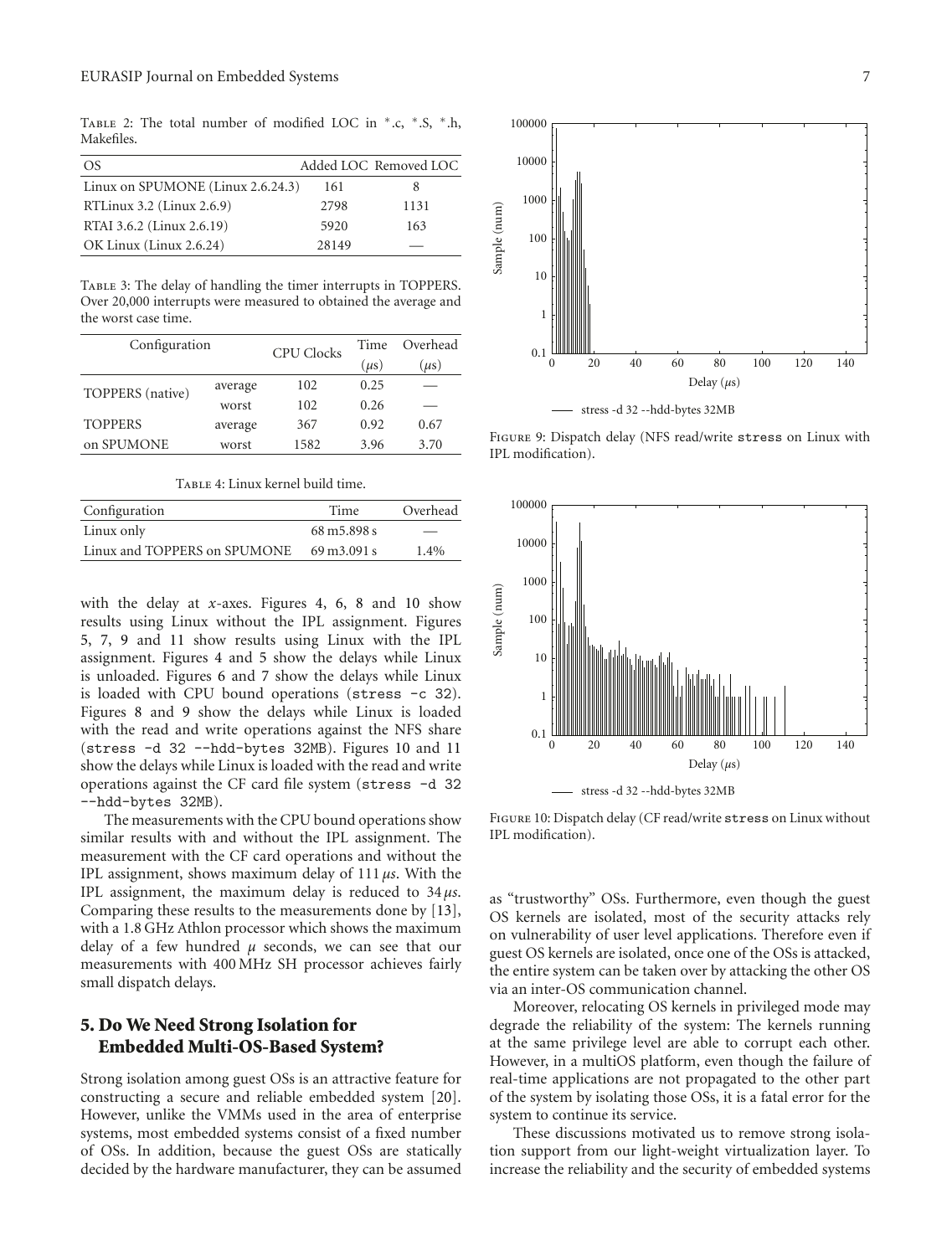Table 2: The total number of modified LOC in *.c, *.S, *.h, Makefiles.

| OS | Added LOC | Removed LOC |
|---|---|---|
| Linux on SPUMONE (Linux 2.6.24.3) | 161 | 8 |
| RTLinux 3.2 (Linux 2.6.9) | 2798 | 1131 |
| RTAI 3.6.2 (Linux 2.6.19) | 5920 | 163 |
| OK Linux (Linux 2.6.24) | 28149 | — |

Table 3: The delay of handling the timer interrupts in TOPPERS. Over 20,000 interrupts were measured to obtained the average and the worst case time.

| Configuration | | CPU Clocks | Time ($\mu$s) | Overhead ($\mu$s) |
|---|---|---|---|---|
| TOPPERS (native) | average | 102 | 0.25 | — |
| | worst | 102 | 0.26 | — |
| TOPPERS on SPUMONE | average | 367 | 0.92 | 0.67 |
| | worst | 1582 | 3.96 | 3.70 |

Table 4: Linux kernel build time.

| Configuration | Time | Overhead |
|---|---|---|
| Linux only | 68 m5.898 s | — |
| Linux and TOPPERS on SPUMONE | 69 m3.091 s | 1.4% |

with the delay at $x$-axes. Figures 4, 6, 8 and 10 show results using Linux without the IPL assignment. Figures 5, 7, 9 and 11 show results using Linux with the IPL assignment. Figures 4 and 5 show the delays while Linux is unloaded. Figures 6 and 7 show the delays while Linux is loaded with CPU bound operations (`stress -c 32`). Figures 8 and 9 show the delays while Linux is loaded with the read and write operations against the NFS share (`stress -d 32 --hdd-bytes 32MB`). Figures 10 and 11 show the delays while Linux is loaded with the read and write operations against the CF card file system (`stress -d 32 --hdd-bytes 32MB`).

The measurements with the CPU bound operations show similar results with and without the IPL assignment. The measurement with the CF card operations and without the IPL assignment, shows maximum delay of 111 $\mu s$. With the IPL assignment, the maximum delay is reduced to 34 $\mu s$. Comparing these results to the measurements done by [13], with a 1.8 GHz Athlon processor which shows the maximum delay of a few hundred $\mu$ seconds, we can see that our measurements with 400 MHz SH processor achieves fairly small dispatch delays.

## 5. Do We Need Strong Isolation for Embedded Multi-OS-Based System?

Strong isolation among guest OSs is an attractive feature for constructing a secure and reliable embedded system [20]. However, unlike the VMMs used in the area of enterprise systems, most embedded systems consist of a fixed number of OSs. In addition, because the guest OSs are statically decided by the hardware manufacturer, they can be assumed

Figure 9: Dispatch delay (NFS read/write `stress` on Linux with IPL modification).

Figure 10: Dispatch delay (CF read/write `stress` on Linux without IPL modification).

as "trustworthy" OSs. Furthermore, even though the guest OS kernels are isolated, most of the security attacks rely on vulnerability of user level applications. Therefore even if guest OS kernels are isolated, once one of the OSs is attacked, the entire system can be taken over by attacking the other OS via an inter-OS communication channel.

Moreover, relocating OS kernels in privileged mode may degrade the reliability of the system: The kernels running at the same privilege level are able to corrupt each other. However, in a multiOS platform, even though the failure of real-time applications are not propagated to the other part of the system by isolating those OSs, it is a fatal error for the system to continue its service.

These discussions motivated us to remove strong isolation support from our light-weight virtualization layer. To increase the reliability and the security of embedded systems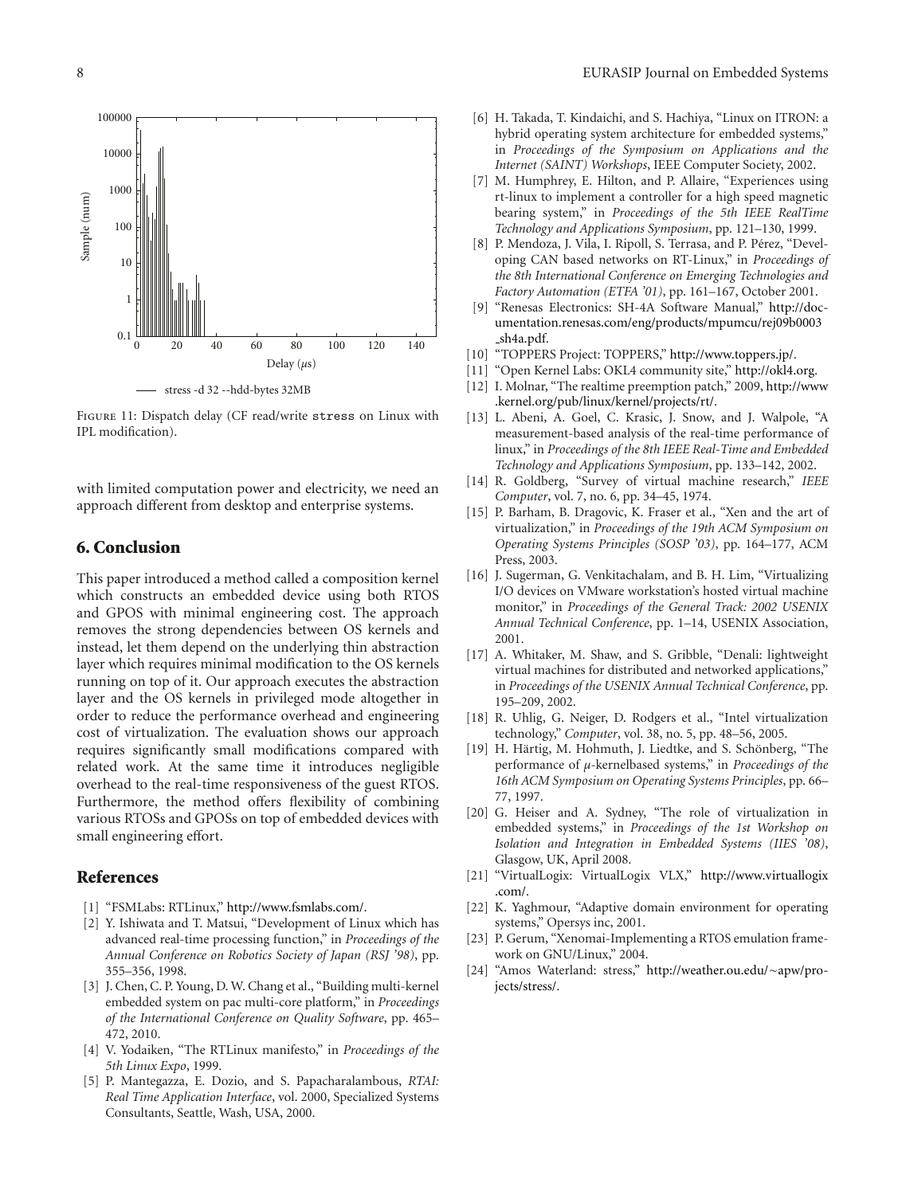100000
10000
1000
100
10
1
0.1

Sample (num)

0 20 40 60 80 100 120 140

Delay ($\mu$s)

stress -d 32 --hdd-bytes 32MB

Figure 11: Dispatch delay (CF read/write stress on Linux with IPL modification).

with limited computation power and electricity, we need an approach different from desktop and enterprise systems.

## 6. Conclusion

This paper introduced a method called a composition kernel which constructs an embedded device using both RTOS and GPOS with minimal engineering cost. The approach removes the strong dependencies between OS kernels and instead, let them depend on the underlying thin abstraction layer which requires minimal modification to the OS kernels running on top of it. Our approach executes the abstraction layer and the OS kernels in privileged mode altogether in order to reduce the performance overhead and engineering cost of virtualization. The evaluation shows our approach requires significantly small modifications compared with related work. At the same time it introduces negligible overhead to the real-time responsiveness of the guest RTOS. Furthermore, the method offers flexibility of combining various RTOSs and GPOSs on top of embedded devices with small engineering effort.

## References

[1] "FSMLabs: RTLinux," http://www.fsmlabs.com/.

[2] Y. Ishiwata and T. Matsui, "Development of Linux which has advanced real-time processing function," in *Proceedings of the Annual Conference on Robotics Society of Japan (RSJ '98)*, pp. 355–356, 1998.

[3] J. Chen, C. P. Young, D. W. Chang et al., "Building multi-kernel embedded system on pac multi-core platform," in *Proceedings of the International Conference on Quality Software*, pp. 465–472, 2010.

[4] V. Yodaiken, "The RTLinux manifesto," in *Proceedings of the 5th Linux Expo*, 1999.

[5] P. Mantegazza, E. Dozio, and S. Papacharalambous, *RTAI: Real Time Application Interface*, vol. 2000, Specialized Systems Consultants, Seattle, Wash, USA, 2000.

[6] H. Takada, T. Kindaichi, and S. Hachiya, "Linux on ITRON: a hybrid operating system architecture for embedded systems," in *Proceedings of the Symposium on Applications and the Internet (SAINT) Workshops*, IEEE Computer Society, 2002.

[7] M. Humphrey, E. Hilton, and P. Allaire, "Experiences using rt-linux to implement a controller for a high speed magnetic bearing system," in *Proceedings of the 5th IEEE RealTime Technology and Applications Symposium*, pp. 121–130, 1999.

[8] P. Mendoza, J. Vila, I. Ripoll, S. Terrasa, and P. Pérez, "Developing CAN based networks on RT-Linux," in *Proceedings of the 8th International Conference on Emerging Technologies and Factory Automation (ETFA '01)*, pp. 161–167, October 2001.

[9] "Renesas Electronics: SH-4A Software Manual," http://documentation.renesas.com/eng/products/mpumcu/rej09b0003_sh4a.pdf.

[10] "TOPPERS Project: TOPPERS," http://www.toppers.jp/.

[11] "Open Kernel Labs: OKL4 community site," http://okl4.org.

[12] I. Molnar, "The realtime preemption patch," 2009, http://www.kernel.org/pub/linux/kernel/projects/rt/.

[13] L. Abeni, A. Goel, C. Krasic, J. Snow, and J. Walpole, "A measurement-based analysis of the real-time performance of linux," in *Proceedings of the 8th IEEE Real-Time and Embedded Technology and Applications Symposium*, pp. 133–142, 2002.

[14] R. Goldberg, "Survey of virtual machine research," *IEEE Computer*, vol. 7, no. 6, pp. 34–45, 1974.

[15] P. Barham, B. Dragovic, K. Fraser et al., "Xen and the art of virtualization," in *Proceedings of the 19th ACM Symposium on Operating Systems Principles (SOSP '03)*, pp. 164–177, ACM Press, 2003.

[16] J. Sugerman, G. Venkitachalam, and B. H. Lim, "Virtualizing I/O devices on VMware workstation's hosted virtual machine monitor," in *Proceedings of the General Track: 2002 USENIX Annual Technical Conference*, pp. 1–14, USENIX Association, 2001.

[17] A. Whitaker, M. Shaw, and S. Gribble, "Denali: lightweight virtual machines for distributed and networked applications," in *Proceedings of the USENIX Annual Technical Conference*, pp. 195–209, 2002.

[18] R. Uhlig, G. Neiger, D. Rodgers et al., "Intel virtualization technology," *Computer*, vol. 38, no. 5, pp. 48–56, 2005.

[19] H. Härtig, M. Hohmuth, J. Liedtke, and S. Schönberg, "The performance of $\mu$-kernelbased systems," in *Proceedings of the 16th ACM Symposium on Operating Systems Principles*, pp. 66–77, 1997.

[20] G. Heiser and A. Sydney, "The role of virtualization in embedded systems," in *Proceedings of the 1st Workshop on Isolation and Integration in Embedded Systems (IIES '08)*, Glasgow, UK, April 2008.

[21] "VirtualLogix: VirtualLogix VLX," http://www.virtuallogix.com/.

[22] K. Yaghmour, "Adaptive domain environment for operating systems," Opersys inc, 2001.

[23] P. Gerum, "Xenomai-Implementing a RTOS emulation framework on GNU/Linux," 2004.

[24] "Amos Waterland: stress," http://weather.ou.edu/~apw/projects/stress/.